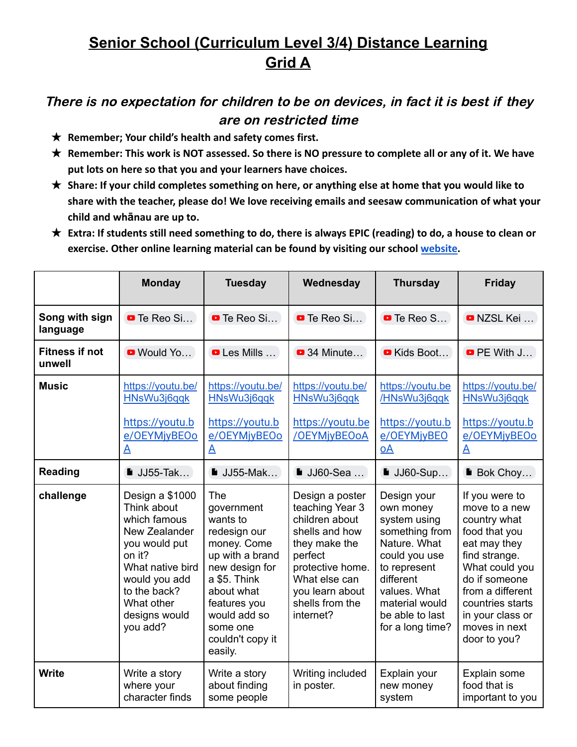# Senior School (Curriculum Level 3/4) Distance Learning Grid A

***There is no expectation for children to be on devices, in fact it is best if they are on restricted time***

- ★ **Remember; Your child's health and safety comes first.**
- ★ **Remember: This work is NOT assessed. So there is NO pressure to complete all or any of it. We have put lots on here so that you and your learners have choices.**
- ★ **Share: If your child completes something on here, or anything else at home that you would like to share with the teacher, please do! We love receiving emails and seesaw communication of what your child and whānau are up to.**
- ★ **Extra: If students still need something to do, there is always EPIC (reading) to do, a house to clean or exercise. Other online learning material can be found by visiting our school website.**

| | Monday | Tuesday | Wednesday | Thursday | Friday |
|---|---|---|---|---|---|
| **Song with sign language** | Te Reo Si… | Te Reo Si… | Te Reo Si… | Te Reo S… | NZSL Kei … |
| **Fitness if not unwell** | Would Yo… | Les Mills … | 34 Minute… | Kids Boot… | PE With J… |
| **Music** | https://youtu.be/HNsWu3j6qqk<br><br>https://youtu.be/OEYMjyBEOoA | https://youtu.be/HNsWu3j6qqk<br><br>https://youtu.be/OEYMjyBEOoA | https://youtu.be/HNsWu3j6qqk<br><br>https://youtu.be/OEYMjyBEOoA | https://youtu.be/HNsWu3j6qqk<br><br>https://youtu.be/OEYMjyBEOoA | https://youtu.be/HNsWu3j6qqk<br><br>https://youtu.be/OEYMjyBEOoA |
| **Reading** | JJ55-Tak… | JJ55-Mak… | JJ60-Sea … | JJ60-Sup… | Bok Choy… |
| **challenge** | Design a $1000 Think about which famous New Zealander you would put on it? What native bird would you add to the back? What other designs would you add? | The government wants to redesign our money. Come up with a brand new design for a $5. Think about what features you would add so some one couldn't copy it easily. | Design a poster teaching Year 3 children about shells and how they make the perfect protective home. What else can you learn about shells from the internet? | Design your own money system using something from Nature. What could you use to represent different values. What material would be able to last for a long time? | If you were to move to a new country what food that you eat may they find strange. What could you do if someone from a different countries starts in your class or moves in next door to you? |
| **Write** | Write a story where your character finds | Write a story about finding some people | Writing included in poster. | Explain your new money system | Explain some food that is important to you |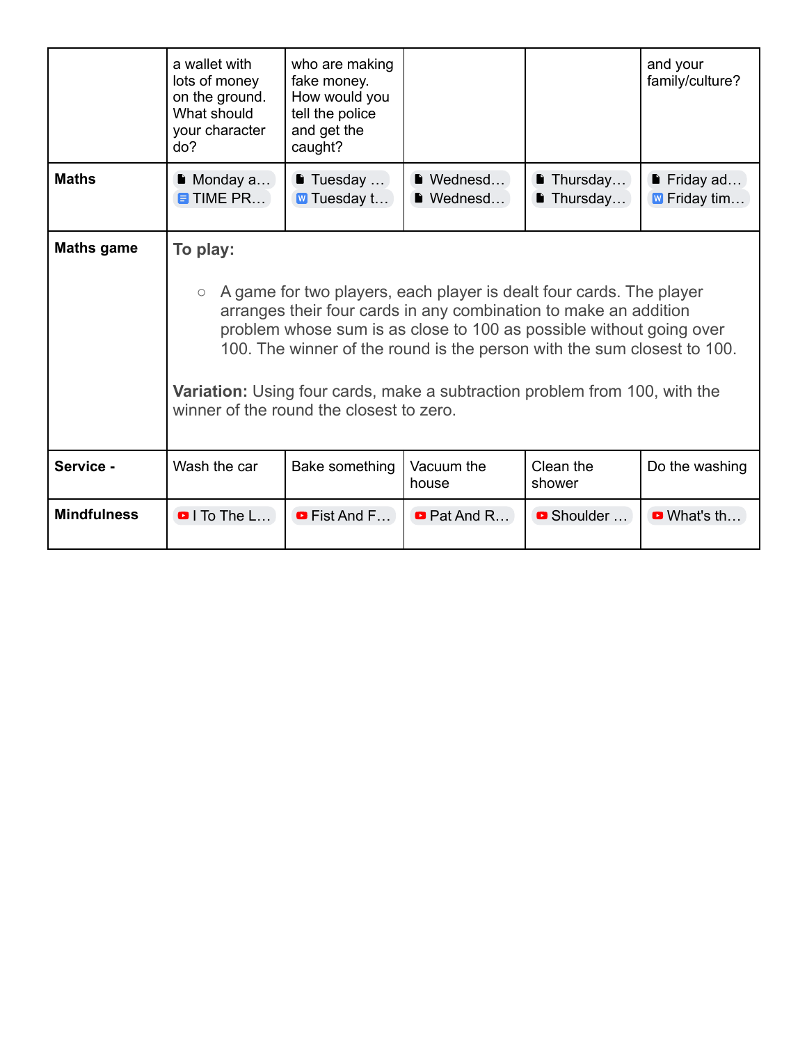| | | | | | |
|---|---|---|---|---|---|
| | a wallet with lots of money on the ground. What should your character do? | who are making fake money. How would you tell the police and get the caught? | | | and your family/culture? |
| **Maths** | Monday a… TIME PR… | Tuesday … Tuesday t… | Wednesd… Wednesd… | Thursday… Thursday… | Friday ad… Friday tim… |
| **Maths game** | **To play:** ○ A game for two players, each player is dealt four cards. The player arranges their four cards in any combination to make an addition problem whose sum is as close to 100 as possible without going over 100. The winner of the round is the person with the sum closest to 100. **Variation:** Using four cards, make a subtraction problem from 100, with the winner of the round the closest to zero. | | | | |
| **Service -** | Wash the car | Bake something | Vacuum the house | Clean the shower | Do the washing |
| **Mindfulness** | I To The L… | Fist And F… | Pat And R… | Shoulder … | What's th… |